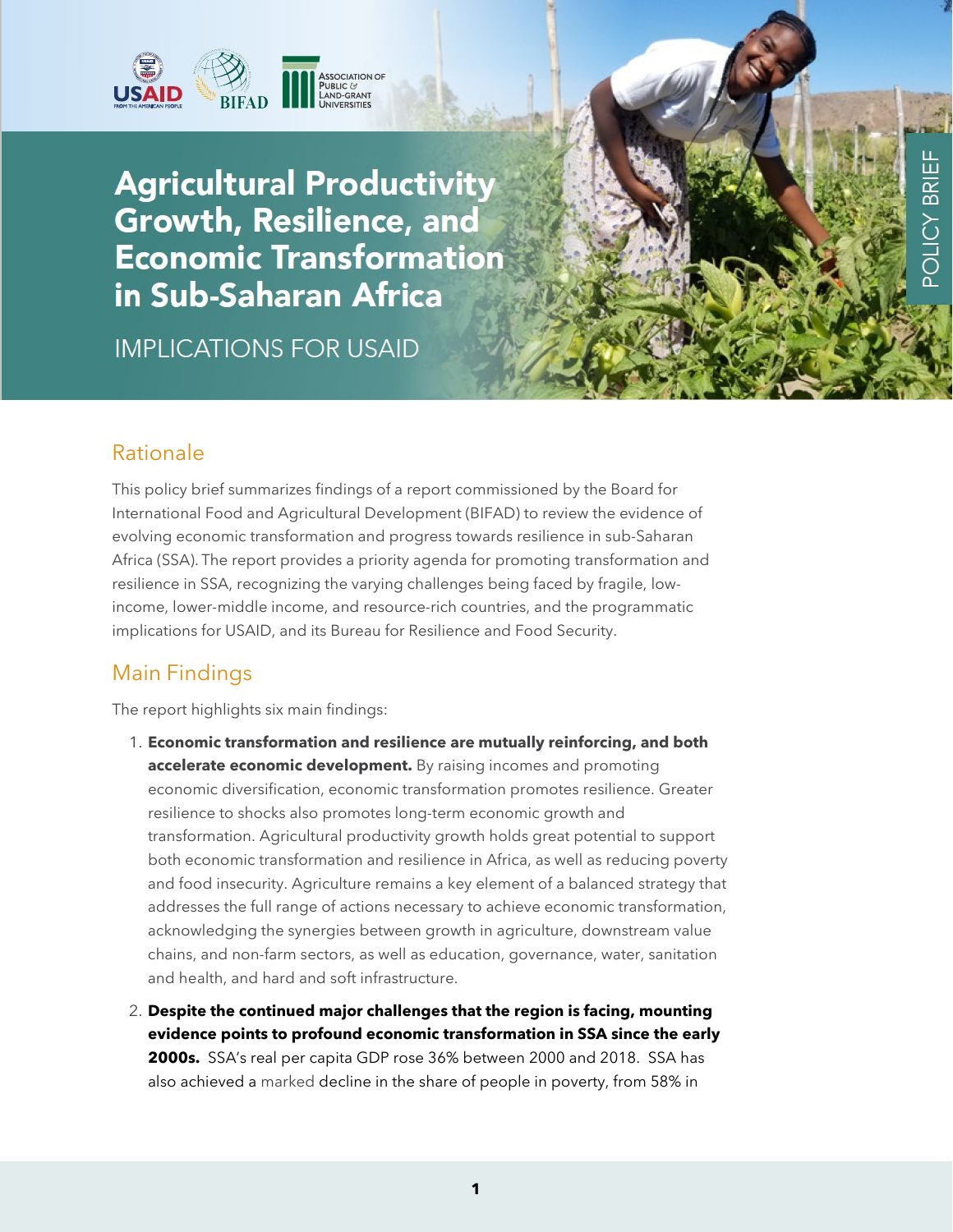# Agricultural Productivity Growth, Resilience, and Economic Transformation in Sub-Saharan Africa

IMPLICATIONS FOR USAID

POLICY BRIEF

## Rationale

This policy brief summarizes findings of a report commissioned by the Board for International Food and Agricultural Development (BIFAD) to review the evidence of evolving economic transformation and progress towards resilience in sub-Saharan Africa (SSA). The report provides a priority agenda for promoting transformation and resilience in SSA, recognizing the varying challenges being faced by fragile, low-income, lower-middle income, and resource-rich countries, and the programmatic implications for USAID, and its Bureau for Resilience and Food Security.

## Main Findings

The report highlights six main findings:

1. **Economic transformation and resilience are mutually reinforcing, and both accelerate economic development.** By raising incomes and promoting economic diversification, economic transformation promotes resilience. Greater resilience to shocks also promotes long-term economic growth and transformation. Agricultural productivity growth holds great potential to support both economic transformation and resilience in Africa, as well as reducing poverty and food insecurity. Agriculture remains a key element of a balanced strategy that addresses the full range of actions necessary to achieve economic transformation, acknowledging the synergies between growth in agriculture, downstream value chains, and non-farm sectors, as well as education, governance, water, sanitation and health, and hard and soft infrastructure.
2. **Despite the continued major challenges that the region is facing, mounting evidence points to profound economic transformation in SSA since the early 2000s.** SSA's real per capita GDP rose 36% between 2000 and 2018. SSA has also achieved a marked decline in the share of people in poverty, from 58% in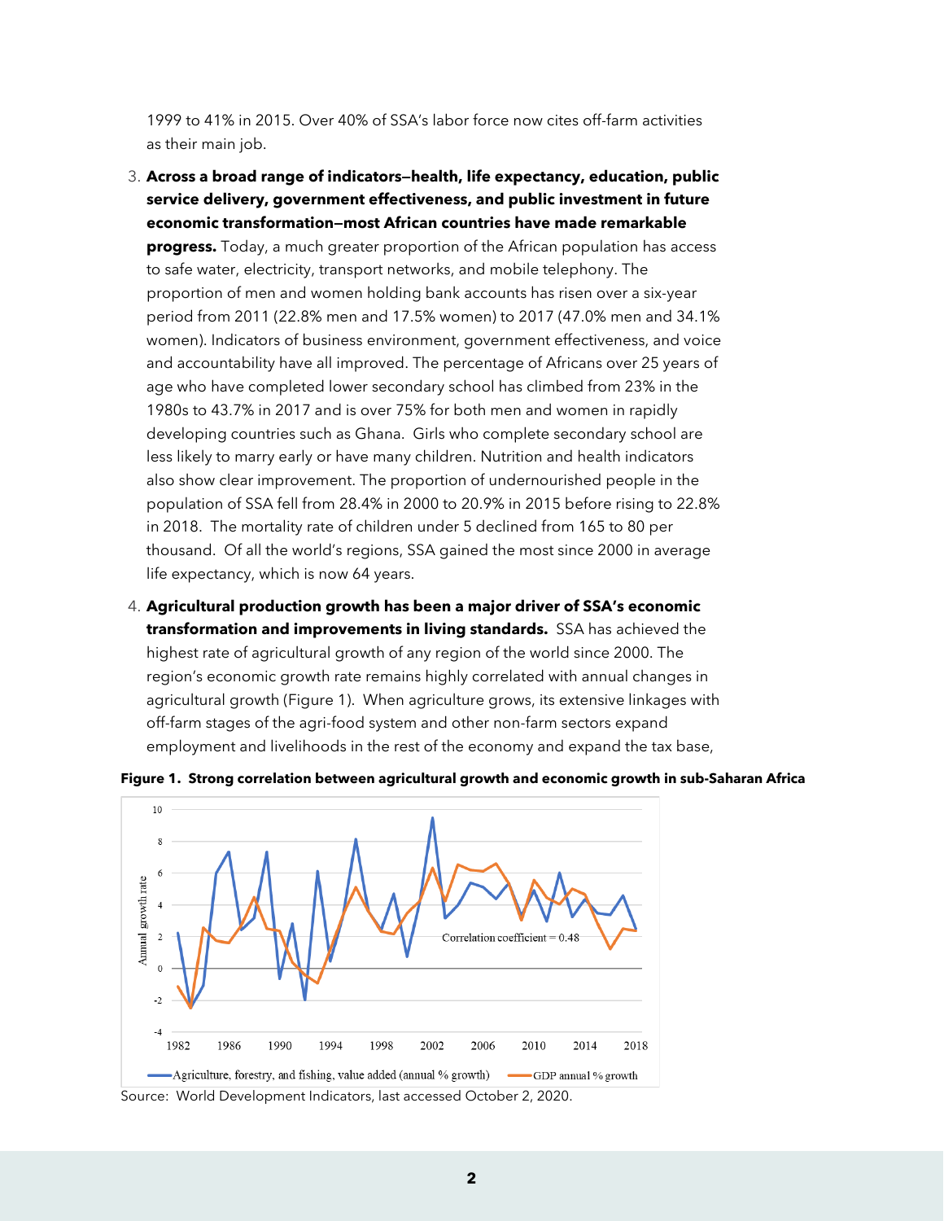1999 to 41% in 2015. Over 40% of SSA's labor force now cites off-farm activities as their main job.

3. **Across a broad range of indicators—health, life expectancy, education, public service delivery, government effectiveness, and public investment in future economic transformation—most African countries have made remarkable progress.** Today, a much greater proportion of the African population has access to safe water, electricity, transport networks, and mobile telephony. The proportion of men and women holding bank accounts has risen over a six-year period from 2011 (22.8% men and 17.5% women) to 2017 (47.0% men and 34.1% women). Indicators of business environment, government effectiveness, and voice and accountability have all improved. The percentage of Africans over 25 years of age who have completed lower secondary school has climbed from 23% in the 1980s to 43.7% in 2017 and is over 75% for both men and women in rapidly developing countries such as Ghana. Girls who complete secondary school are less likely to marry early or have many children. Nutrition and health indicators also show clear improvement. The proportion of undernourished people in the population of SSA fell from 28.4% in 2000 to 20.9% in 2015 before rising to 22.8% in 2018. The mortality rate of children under 5 declined from 165 to 80 per thousand. Of all the world's regions, SSA gained the most since 2000 in average life expectancy, which is now 64 years.

4. **Agricultural production growth has been a major driver of SSA's economic transformation and improvements in living standards.** SSA has achieved the highest rate of agricultural growth of any region of the world since 2000. The region's economic growth rate remains highly correlated with annual changes in agricultural growth (Figure 1). When agriculture grows, its extensive linkages with off-farm stages of the agri-food system and other non-farm sectors expand employment and livelihoods in the rest of the economy and expand the tax base,

**Figure 1. Strong correlation between agricultural growth and economic growth in sub-Saharan Africa**

Source: World Development Indicators, last accessed October 2, 2020.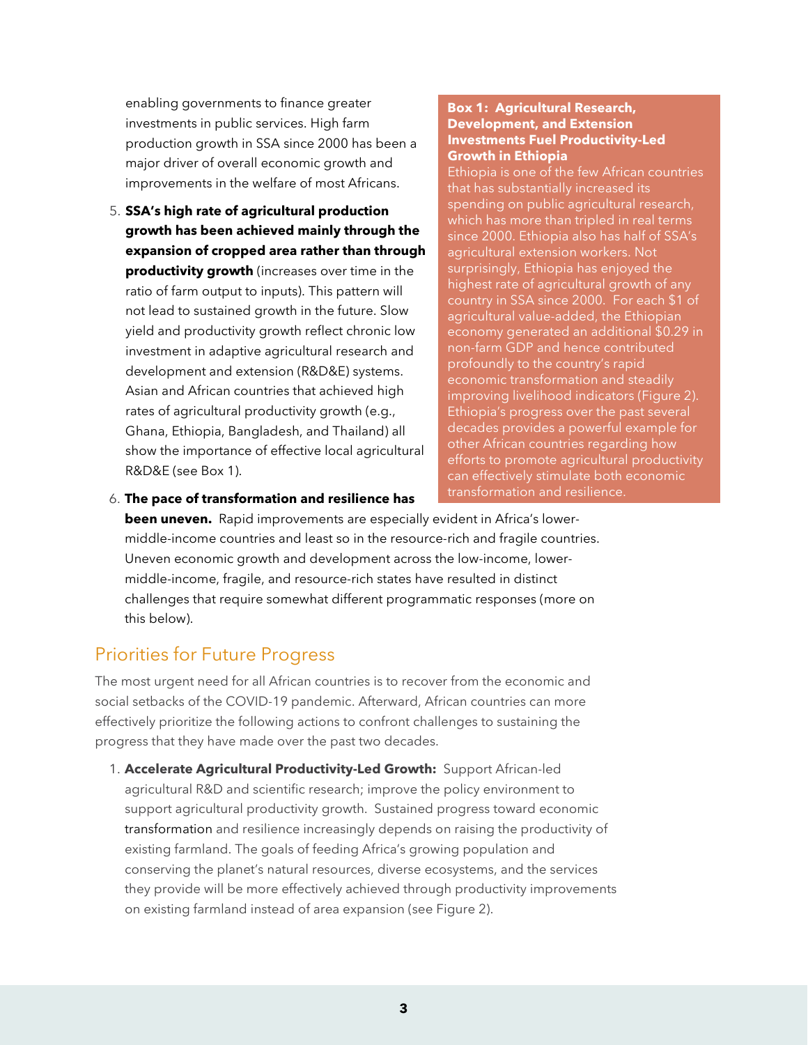enabling governments to finance greater investments in public services. High farm production growth in SSA since 2000 has been a major driver of overall economic growth and improvements in the welfare of most Africans.

5. **SSA's high rate of agricultural production growth has been achieved mainly through the expansion of cropped area rather than through productivity growth** (increases over time in the ratio of farm output to inputs). This pattern will not lead to sustained growth in the future. Slow yield and productivity growth reflect chronic low investment in adaptive agricultural research and development and extension (R&D&E) systems. Asian and African countries that achieved high rates of agricultural productivity growth (e.g., Ghana, Ethiopia, Bangladesh, and Thailand) all show the importance of effective local agricultural R&D&E (see Box 1).
6. **The pace of transformation and resilience has been uneven.** Rapid improvements are especially evident in Africa's lower-middle-income countries and least so in the resource-rich and fragile countries. Uneven economic growth and development across the low-income, lower-middle-income, fragile, and resource-rich states have resulted in distinct challenges that require somewhat different programmatic responses (more on this below).

**Box 1: Agricultural Research, Development, and Extension Investments Fuel Productivity-Led Growth in Ethiopia**

Ethiopia is one of the few African countries that has substantially increased its spending on public agricultural research, which has more than tripled in real terms since 2000. Ethiopia also has half of SSA's agricultural extension workers. Not surprisingly, Ethiopia has enjoyed the highest rate of agricultural growth of any country in SSA since 2000. For each $1 of agricultural value-added, the Ethiopian economy generated an additional $0.29 in non-farm GDP and hence contributed profoundly to the country's rapid economic transformation and steadily improving livelihood indicators (Figure 2). Ethiopia's progress over the past several decades provides a powerful example for other African countries regarding how efforts to promote agricultural productivity can effectively stimulate both economic transformation and resilience.

## Priorities for Future Progress

The most urgent need for all African countries is to recover from the economic and social setbacks of the COVID-19 pandemic. Afterward, African countries can more effectively prioritize the following actions to confront challenges to sustaining the progress that they have made over the past two decades.

1. **Accelerate Agricultural Productivity-Led Growth:** Support African-led agricultural R&D and scientific research; improve the policy environment to support agricultural productivity growth. Sustained progress toward economic transformation and resilience increasingly depends on raising the productivity of existing farmland. The goals of feeding Africa's growing population and conserving the planet's natural resources, diverse ecosystems, and the services they provide will be more effectively achieved through productivity improvements on existing farmland instead of area expansion (see Figure 2).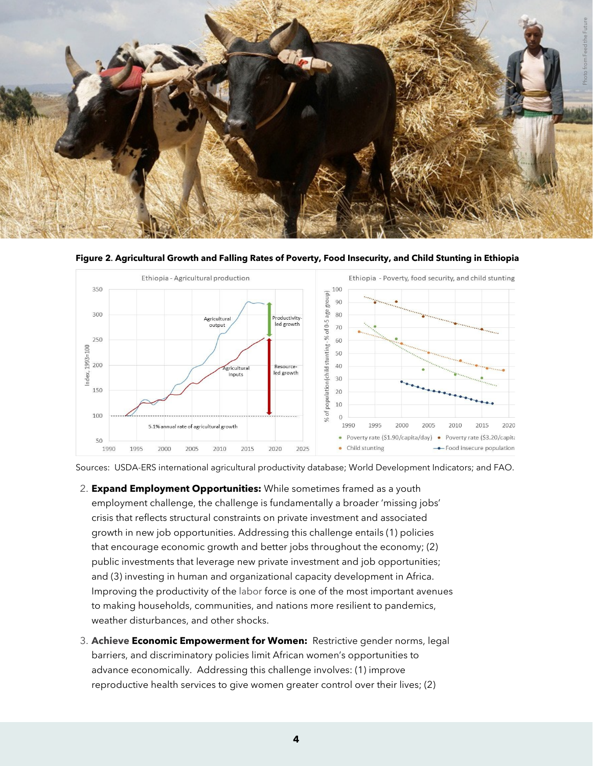**Figure 2. Agricultural Growth and Falling Rates of Poverty, Food Insecurity, and Child Stunting in Ethiopia**

Sources: USDA-ERS international agricultural productivity database; World Development Indicators; and FAO.

2. **Expand Employment Opportunities:** While sometimes framed as a youth employment challenge, the challenge is fundamentally a broader 'missing jobs' crisis that reflects structural constraints on private investment and associated growth in new job opportunities. Addressing this challenge entails (1) policies that encourage economic growth and better jobs throughout the economy; (2) public investments that leverage new private investment and job opportunities; and (3) investing in human and organizational capacity development in Africa. Improving the productivity of the labor force is one of the most important avenues to making households, communities, and nations more resilient to pandemics, weather disturbances, and other shocks.

3. **Achieve Economic Empowerment for Women:** Restrictive gender norms, legal barriers, and discriminatory policies limit African women's opportunities to advance economically. Addressing this challenge involves: (1) improve reproductive health services to give women greater control over their lives; (2)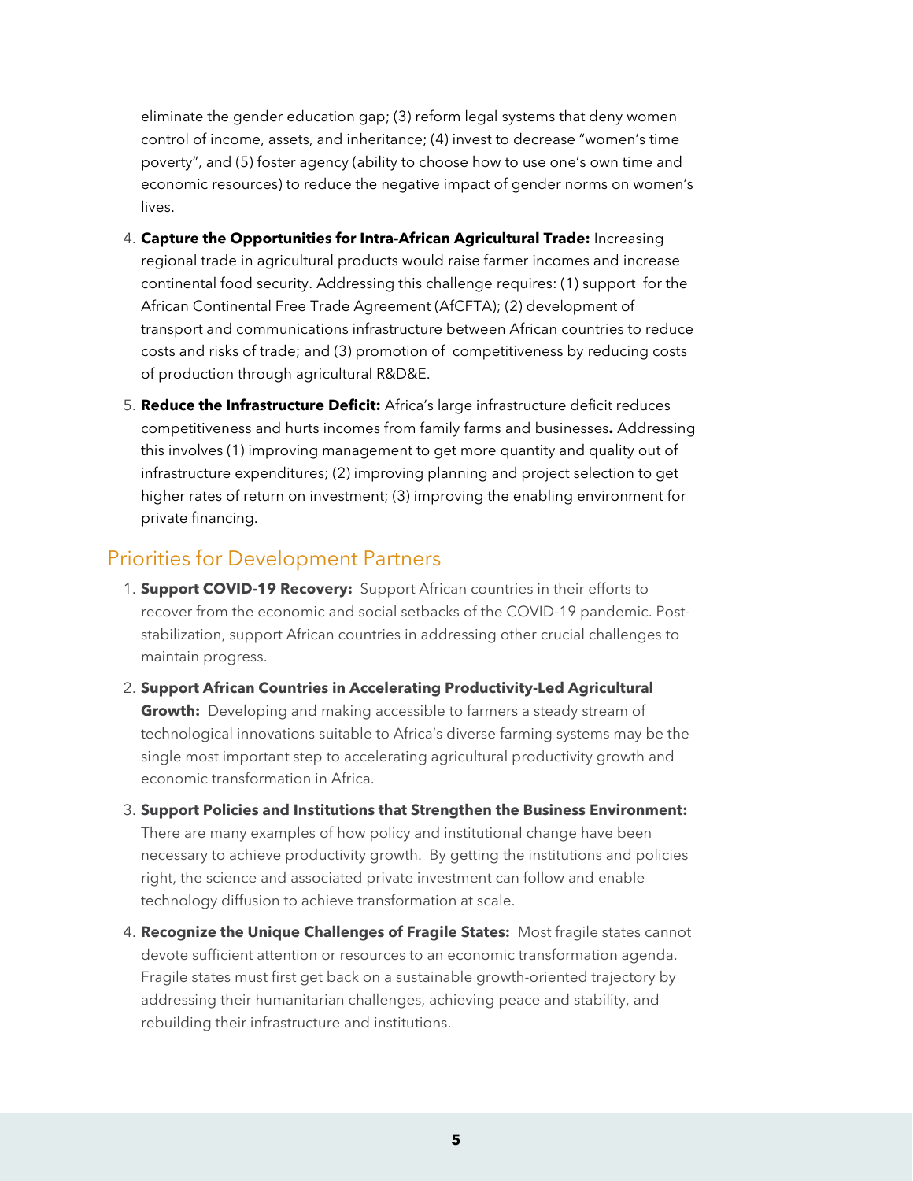eliminate the gender education gap; (3) reform legal systems that deny women control of income, assets, and inheritance; (4) invest to decrease "women's time poverty", and (5) foster agency (ability to choose how to use one's own time and economic resources) to reduce the negative impact of gender norms on women's lives.

4. **Capture the Opportunities for Intra-African Agricultural Trade:** Increasing regional trade in agricultural products would raise farmer incomes and increase continental food security. Addressing this challenge requires: (1) support for the African Continental Free Trade Agreement (AfCFTA); (2) development of transport and communications infrastructure between African countries to reduce costs and risks of trade; and (3) promotion of competitiveness by reducing costs of production through agricultural R&D&E.

5. **Reduce the Infrastructure Deficit:** Africa's large infrastructure deficit reduces competitiveness and hurts incomes from family farms and businesses**.** Addressing this involves (1) improving management to get more quantity and quality out of infrastructure expenditures; (2) improving planning and project selection to get higher rates of return on investment; (3) improving the enabling environment for private financing.

## Priorities for Development Partners

1. **Support COVID-19 Recovery:** Support African countries in their efforts to recover from the economic and social setbacks of the COVID-19 pandemic. Post-stabilization, support African countries in addressing other crucial challenges to maintain progress.

2. **Support African Countries in Accelerating Productivity-Led Agricultural Growth:** Developing and making accessible to farmers a steady stream of technological innovations suitable to Africa's diverse farming systems may be the single most important step to accelerating agricultural productivity growth and economic transformation in Africa.

3. **Support Policies and Institutions that Strengthen the Business Environment:** There are many examples of how policy and institutional change have been necessary to achieve productivity growth. By getting the institutions and policies right, the science and associated private investment can follow and enable technology diffusion to achieve transformation at scale.

4. **Recognize the Unique Challenges of Fragile States:** Most fragile states cannot devote sufficient attention or resources to an economic transformation agenda. Fragile states must first get back on a sustainable growth-oriented trajectory by addressing their humanitarian challenges, achieving peace and stability, and rebuilding their infrastructure and institutions.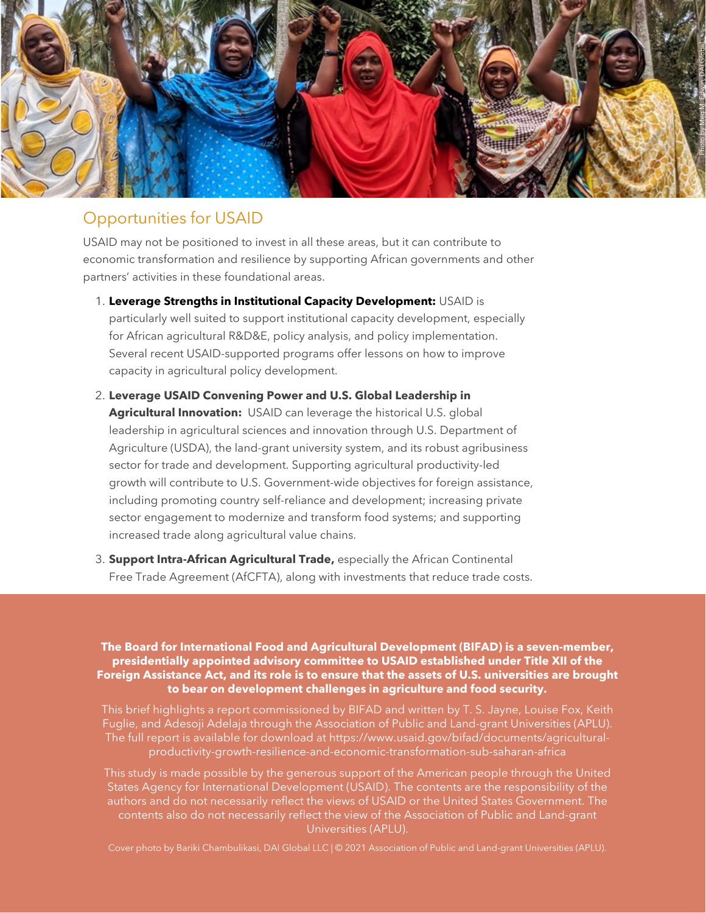## Opportunities for USAID

USAID may not be positioned to invest in all these areas, but it can contribute to economic transformation and resilience by supporting African governments and other partners' activities in these foundational areas.

1. **Leverage Strengths in Institutional Capacity Development:** USAID is particularly well suited to support institutional capacity development, especially for African agricultural R&D&E, policy analysis, and policy implementation. Several recent USAID-supported programs offer lessons on how to improve capacity in agricultural policy development.
2. **Leverage USAID Convening Power and U.S. Global Leadership in Agricultural Innovation:** USAID can leverage the historical U.S. global leadership in agricultural sciences and innovation through U.S. Department of Agriculture (USDA), the land-grant university system, and its robust agribusiness sector for trade and development. Supporting agricultural productivity-led growth will contribute to U.S. Government-wide objectives for foreign assistance, including promoting country self-reliance and development; increasing private sector engagement to modernize and transform food systems; and supporting increased trade along agricultural value chains.
3. **Support Intra-African Agricultural Trade,** especially the African Continental Free Trade Agreement (AfCFTA), along with investments that reduce trade costs.

**The Board for International Food and Agricultural Development (BIFAD) is a seven-member, presidentially appointed advisory committee to USAID established under Title XII of the Foreign Assistance Act, and its role is to ensure that the assets of U.S. universities are brought to bear on development challenges in agriculture and food security.**

This brief highlights a report commissioned by BIFAD and written by T. S. Jayne, Louise Fox, Keith Fuglie, and Adesoji Adelaja through the Association of Public and Land-grant Universities (APLU). The full report is available for download at https://www.usaid.gov/bifad/documents/agricultural-productivity-growth-resilience-and-economic-transformation-sub-saharan-africa

This study is made possible by the generous support of the American people through the United States Agency for International Development (USAID). The contents are the responsibility of the authors and do not necessarily reflect the views of USAID or the United States Government. The contents also do not necessarily reflect the view of the Association of Public and Land-grant Universities (APLU).

Cover photo by Bariki Chambulikasi, DAI Global LLC | © 2021 Association of Public and Land-grant Universities (APLU).